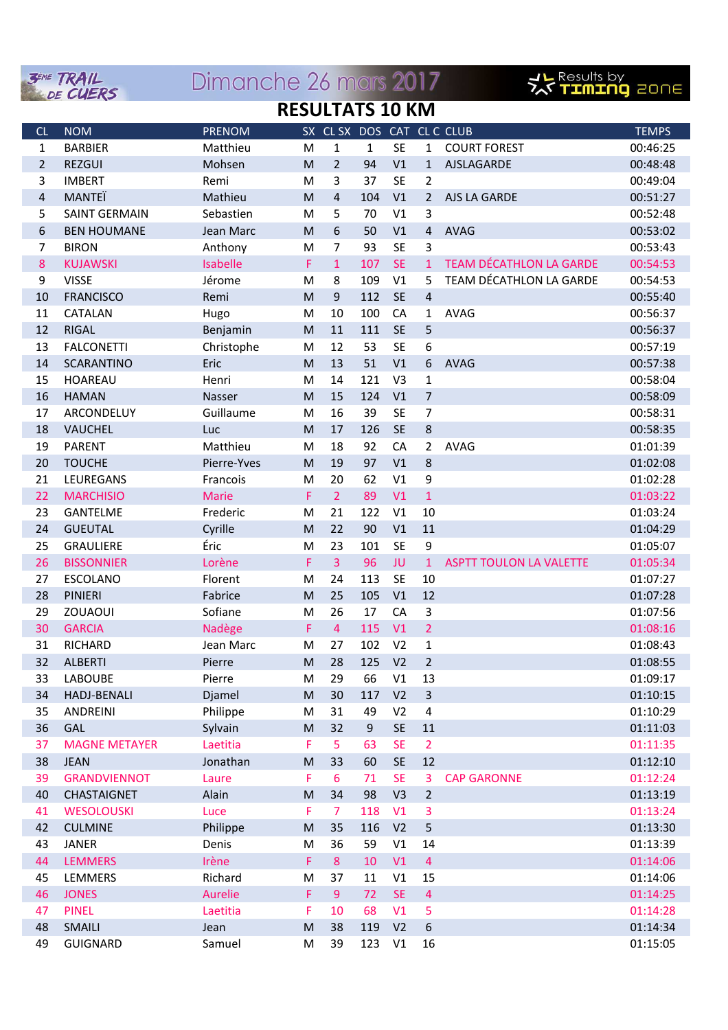3ème TRAIL DE CUERS — Dimanche 26 mars 2017 — Results by TIMING ZONE

# RESULTATS 10 KM

| CL | NOM | PRENOM | SX | CL SX | DOS | CAT | CL C | CLUB | TEMPS |
|---|---|---|---|---|---|---|---|---|---|
| 1 | BARBIER | Matthieu | M | 1 | 1 | SE | 1 | COURT FOREST | 00:46:25 |
| 2 | REZGUI | Mohsen | M | 2 | 94 | V1 | 1 | AJSLAGARDE | 00:48:48 |
| 3 | IMBERT | Remi | M | 3 | 37 | SE | 2 | | 00:49:04 |
| 4 | MANTEÏ | Mathieu | M | 4 | 104 | V1 | 2 | AJS LA GARDE | 00:51:27 |
| 5 | SAINT GERMAIN | Sebastien | M | 5 | 70 | V1 | 3 | | 00:52:48 |
| 6 | BEN HOUMANE | Jean Marc | M | 6 | 50 | V1 | 4 | AVAG | 00:53:02 |
| 7 | BIRON | Anthony | M | 7 | 93 | SE | 3 | | 00:53:43 |
| 8 | KUJAWSKI | Isabelle | F | 1 | 107 | SE | 1 | TEAM DÉCATHLON LA GARDE | 00:54:53 |
| 9 | VISSE | Jérome | M | 8 | 109 | V1 | 5 | TEAM DÉCATHLON LA GARDE | 00:54:53 |
| 10 | FRANCISCO | Remi | M | 9 | 112 | SE | 4 | | 00:55:40 |
| 11 | CATALAN | Hugo | M | 10 | 100 | CA | 1 | AVAG | 00:56:37 |
| 12 | RIGAL | Benjamin | M | 11 | 111 | SE | 5 | | 00:56:37 |
| 13 | FALCONETTI | Christophe | M | 12 | 53 | SE | 6 | | 00:57:19 |
| 14 | SCARANTINO | Eric | M | 13 | 51 | V1 | 6 | AVAG | 00:57:38 |
| 15 | HOAREAU | Henri | M | 14 | 121 | V3 | 1 | | 00:58:04 |
| 16 | HAMAN | Nasser | M | 15 | 124 | V1 | 7 | | 00:58:09 |
| 17 | ARCONDELUY | Guillaume | M | 16 | 39 | SE | 7 | | 00:58:31 |
| 18 | VAUCHEL | Luc | M | 17 | 126 | SE | 8 | | 00:58:35 |
| 19 | PARENT | Matthieu | M | 18 | 92 | CA | 2 | AVAG | 01:01:39 |
| 20 | TOUCHE | Pierre-Yves | M | 19 | 97 | V1 | 8 | | 01:02:08 |
| 21 | LEUREGANS | Francois | M | 20 | 62 | V1 | 9 | | 01:02:28 |
| 22 | MARCHISIO | Marie | F | 2 | 89 | V1 | 1 | | 01:03:22 |
| 23 | GANTELME | Frederic | M | 21 | 122 | V1 | 10 | | 01:03:24 |
| 24 | GUEUTAL | Cyrille | M | 22 | 90 | V1 | 11 | | 01:04:29 |
| 25 | GRAULIERE | Éric | M | 23 | 101 | SE | 9 | | 01:05:07 |
| 26 | BISSONNIER | Lorène | F | 3 | 96 | JU | 1 | ASPTT TOULON LA VALETTE | 01:05:34 |
| 27 | ESCOLANO | Florent | M | 24 | 113 | SE | 10 | | 01:07:27 |
| 28 | PINIERI | Fabrice | M | 25 | 105 | V1 | 12 | | 01:07:28 |
| 29 | ZOUAOUI | Sofiane | M | 26 | 17 | CA | 3 | | 01:07:56 |
| 30 | GARCIA | Nadège | F | 4 | 115 | V1 | 2 | | 01:08:16 |
| 31 | RICHARD | Jean Marc | M | 27 | 102 | V2 | 1 | | 01:08:43 |
| 32 | ALBERTI | Pierre | M | 28 | 125 | V2 | 2 | | 01:08:55 |
| 33 | LABOUBE | Pierre | M | 29 | 66 | V1 | 13 | | 01:09:17 |
| 34 | HADJ-BENALI | Djamel | M | 30 | 117 | V2 | 3 | | 01:10:15 |
| 35 | ANDREINI | Philippe | M | 31 | 49 | V2 | 4 | | 01:10:29 |
| 36 | GAL | Sylvain | M | 32 | 9 | SE | 11 | | 01:11:03 |
| 37 | MAGNE METAYER | Laetitia | F | 5 | 63 | SE | 2 | | 01:11:35 |
| 38 | JEAN | Jonathan | M | 33 | 60 | SE | 12 | | 01:12:10 |
| 39 | GRANDVIENNOT | Laure | F | 6 | 71 | SE | 3 | CAP GARONNE | 01:12:24 |
| 40 | CHASTAIGNET | Alain | M | 34 | 98 | V3 | 2 | | 01:13:19 |
| 41 | WESOLOUSKI | Luce | F | 7 | 118 | V1 | 3 | | 01:13:24 |
| 42 | CULMINE | Philippe | M | 35 | 116 | V2 | 5 | | 01:13:30 |
| 43 | JANER | Denis | M | 36 | 59 | V1 | 14 | | 01:13:39 |
| 44 | LEMMERS | Irène | F | 8 | 10 | V1 | 4 | | 01:14:06 |
| 45 | LEMMERS | Richard | M | 37 | 11 | V1 | 15 | | 01:14:06 |
| 46 | JONES | Aurelie | F | 9 | 72 | SE | 4 | | 01:14:25 |
| 47 | PINEL | Laetitia | F | 10 | 68 | V1 | 5 | | 01:14:28 |
| 48 | SMAILI | Jean | M | 38 | 119 | V2 | 6 | | 01:14:34 |
| 49 | GUIGNARD | Samuel | M | 39 | 123 | V1 | 16 | | 01:15:05 |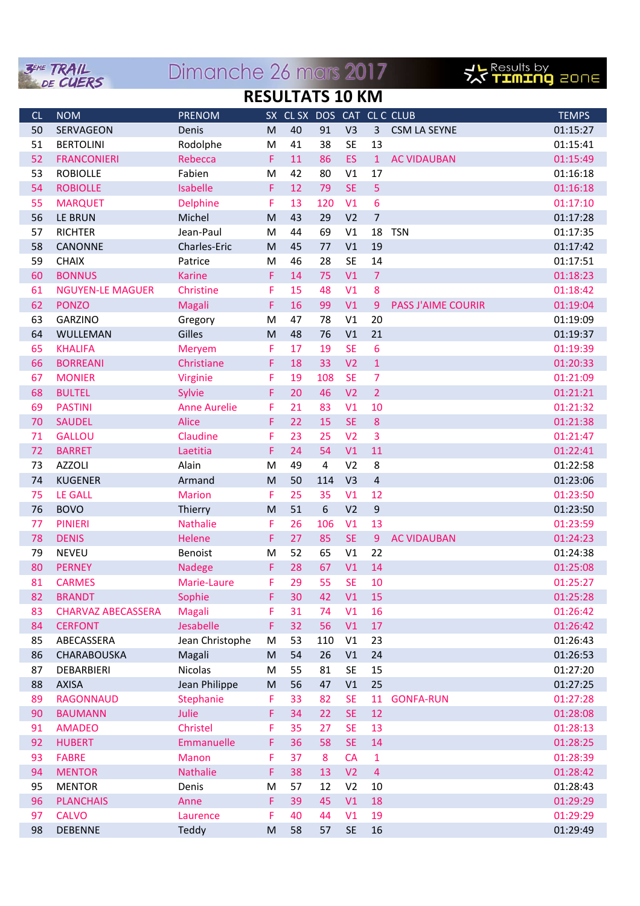3ème TRAIL DE CUERS — Dimanche 26 mars 2017 — Results by Timing Zone

# RESULTATS 10 KM

| CL | NOM | PRENOM | SX | CL SX | DOS | CAT | CL C | CLUB | TEMPS |
|---|---|---|---|---|---|---|---|---|---|
| 50 | SERVAGEON | Denis | M | 40 | 91 | V3 | 3 | CSM LA SEYNE | 01:15:27 |
| 51 | BERTOLINI | Rodolphe | M | 41 | 38 | SE | 13 | | 01:15:41 |
| 52 | FRANCONIERI | Rebecca | F | 11 | 86 | ES | 1 | AC VIDAUBAN | 01:15:49 |
| 53 | ROBIOLLE | Fabien | M | 42 | 80 | V1 | 17 | | 01:16:18 |
| 54 | ROBIOLLE | Isabelle | F | 12 | 79 | SE | 5 | | 01:16:18 |
| 55 | MARQUET | Delphine | F | 13 | 120 | V1 | 6 | | 01:17:10 |
| 56 | LE BRUN | Michel | M | 43 | 29 | V2 | 7 | | 01:17:28 |
| 57 | RICHTER | Jean-Paul | M | 44 | 69 | V1 | 18 | TSN | 01:17:35 |
| 58 | CANONNE | Charles-Eric | M | 45 | 77 | V1 | 19 | | 01:17:42 |
| 59 | CHAIX | Patrice | M | 46 | 28 | SE | 14 | | 01:17:51 |
| 60 | BONNUS | Karine | F | 14 | 75 | V1 | 7 | | 01:18:23 |
| 61 | NGUYEN-LE MAGUER | Christine | F | 15 | 48 | V1 | 8 | | 01:18:42 |
| 62 | PONZO | Magali | F | 16 | 99 | V1 | 9 | PASS J'AIME COURIR | 01:19:04 |
| 63 | GARZINO | Gregory | M | 47 | 78 | V1 | 20 | | 01:19:09 |
| 64 | WULLEMAN | Gilles | M | 48 | 76 | V1 | 21 | | 01:19:37 |
| 65 | KHALIFA | Meryem | F | 17 | 19 | SE | 6 | | 01:19:39 |
| 66 | BORREANI | Christiane | F | 18 | 33 | V2 | 1 | | 01:20:33 |
| 67 | MONIER | Virginie | F | 19 | 108 | SE | 7 | | 01:21:09 |
| 68 | BULTEL | Sylvie | F | 20 | 46 | V2 | 2 | | 01:21:21 |
| 69 | PASTINI | Anne Aurelie | F | 21 | 83 | V1 | 10 | | 01:21:32 |
| 70 | SAUDEL | Alice | F | 22 | 15 | SE | 8 | | 01:21:38 |
| 71 | GALLOU | Claudine | F | 23 | 25 | V2 | 3 | | 01:21:47 |
| 72 | BARRET | Laetitia | F | 24 | 54 | V1 | 11 | | 01:22:41 |
| 73 | AZZOLI | Alain | M | 49 | 4 | V2 | 8 | | 01:22:58 |
| 74 | KUGENER | Armand | M | 50 | 114 | V3 | 4 | | 01:23:06 |
| 75 | LE GALL | Marion | F | 25 | 35 | V1 | 12 | | 01:23:50 |
| 76 | BOVO | Thierry | M | 51 | 6 | V2 | 9 | | 01:23:50 |
| 77 | PINIERI | Nathalie | F | 26 | 106 | V1 | 13 | | 01:23:59 |
| 78 | DENIS | Helene | F | 27 | 85 | SE | 9 | AC VIDAUBAN | 01:24:23 |
| 79 | NEVEU | Benoist | M | 52 | 65 | V1 | 22 | | 01:24:38 |
| 80 | PERNEY | Nadege | F | 28 | 67 | V1 | 14 | | 01:25:08 |
| 81 | CARMES | Marie-Laure | F | 29 | 55 | SE | 10 | | 01:25:27 |
| 82 | BRANDT | Sophie | F | 30 | 42 | V1 | 15 | | 01:25:28 |
| 83 | CHARVAZ ABECASSERA | Magali | F | 31 | 74 | V1 | 16 | | 01:26:42 |
| 84 | CERFONT | Jesabelle | F | 32 | 56 | V1 | 17 | | 01:26:42 |
| 85 | ABECASSERA | Jean Christophe | M | 53 | 110 | V1 | 23 | | 01:26:43 |
| 86 | CHARABOUSKA | Magali | M | 54 | 26 | V1 | 24 | | 01:26:53 |
| 87 | DEBARBIERI | Nicolas | M | 55 | 81 | SE | 15 | | 01:27:20 |
| 88 | AXISA | Jean Philippe | M | 56 | 47 | V1 | 25 | | 01:27:25 |
| 89 | RAGONNAUD | Stephanie | F | 33 | 82 | SE | 11 | GONFA-RUN | 01:27:28 |
| 90 | BAUMANN | Julie | F | 34 | 22 | SE | 12 | | 01:28:08 |
| 91 | AMADEO | Christel | F | 35 | 27 | SE | 13 | | 01:28:13 |
| 92 | HUBERT | Emmanuelle | F | 36 | 58 | SE | 14 | | 01:28:25 |
| 93 | FABRE | Manon | F | 37 | 8 | CA | 1 | | 01:28:39 |
| 94 | MENTOR | Nathalie | F | 38 | 13 | V2 | 4 | | 01:28:42 |
| 95 | MENTOR | Denis | M | 57 | 12 | V2 | 10 | | 01:28:43 |
| 96 | PLANCHAIS | Anne | F | 39 | 45 | V1 | 18 | | 01:29:29 |
| 97 | CALVO | Laurence | F | 40 | 44 | V1 | 19 | | 01:29:29 |
| 98 | DEBENNE | Teddy | M | 58 | 57 | SE | 16 | | 01:29:49 |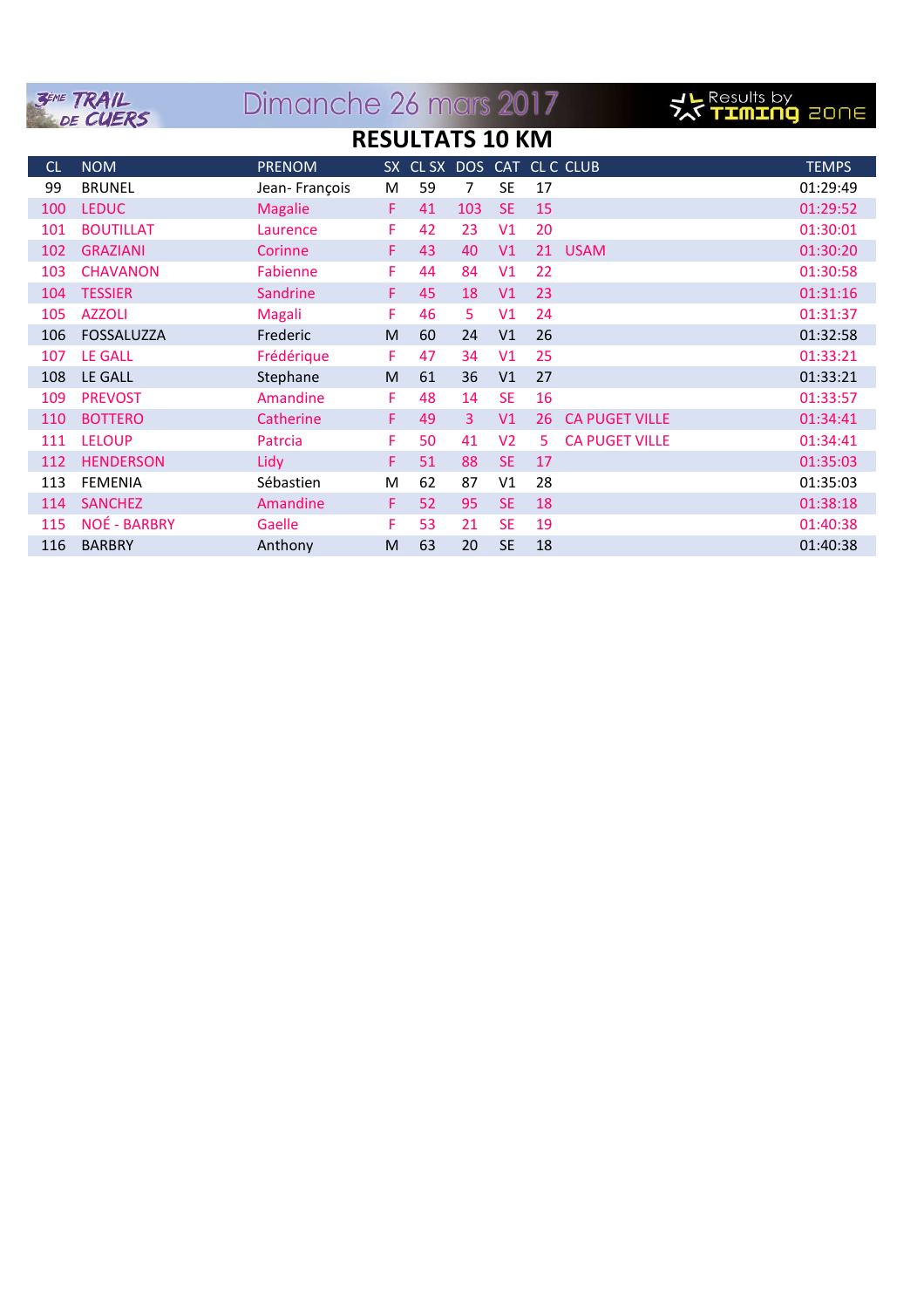3ème TRAIL DE CUERS — Dimanche 26 mars 2017 — Results by TIMING ZONE

# RESULTATS 10 KM

| CL | NOM | PRENOM | SX | CL SX | DOS | CAT | CL C | CLUB | TEMPS |
|---|---|---|---|---|---|---|---|---|---|
| 99 | BRUNEL | Jean- François | M | 59 | 7 | SE | 17 | | 01:29:49 |
| 100 | LEDUC | Magalie | F | 41 | 103 | SE | 15 | | 01:29:52 |
| 101 | BOUTILLAT | Laurence | F | 42 | 23 | V1 | 20 | | 01:30:01 |
| 102 | GRAZIANI | Corinne | F | 43 | 40 | V1 | 21 | USAM | 01:30:20 |
| 103 | CHAVANON | Fabienne | F | 44 | 84 | V1 | 22 | | 01:30:58 |
| 104 | TESSIER | Sandrine | F | 45 | 18 | V1 | 23 | | 01:31:16 |
| 105 | AZZOLI | Magali | F | 46 | 5 | V1 | 24 | | 01:31:37 |
| 106 | FOSSALUZZA | Frederic | M | 60 | 24 | V1 | 26 | | 01:32:58 |
| 107 | LE GALL | Frédérique | F | 47 | 34 | V1 | 25 | | 01:33:21 |
| 108 | LE GALL | Stephane | M | 61 | 36 | V1 | 27 | | 01:33:21 |
| 109 | PREVOST | Amandine | F | 48 | 14 | SE | 16 | | 01:33:57 |
| 110 | BOTTERO | Catherine | F | 49 | 3 | V1 | 26 | CA PUGET VILLE | 01:34:41 |
| 111 | LELOUP | Patrcia | F | 50 | 41 | V2 | 5 | CA PUGET VILLE | 01:34:41 |
| 112 | HENDERSON | Lidy | F | 51 | 88 | SE | 17 | | 01:35:03 |
| 113 | FEMENIA | Sébastien | M | 62 | 87 | V1 | 28 | | 01:35:03 |
| 114 | SANCHEZ | Amandine | F | 52 | 95 | SE | 18 | | 01:38:18 |
| 115 | NOÉ - BARBRY | Gaelle | F | 53 | 21 | SE | 19 | | 01:40:38 |
| 116 | BARBRY | Anthony | M | 63 | 20 | SE | 18 | | 01:40:38 |